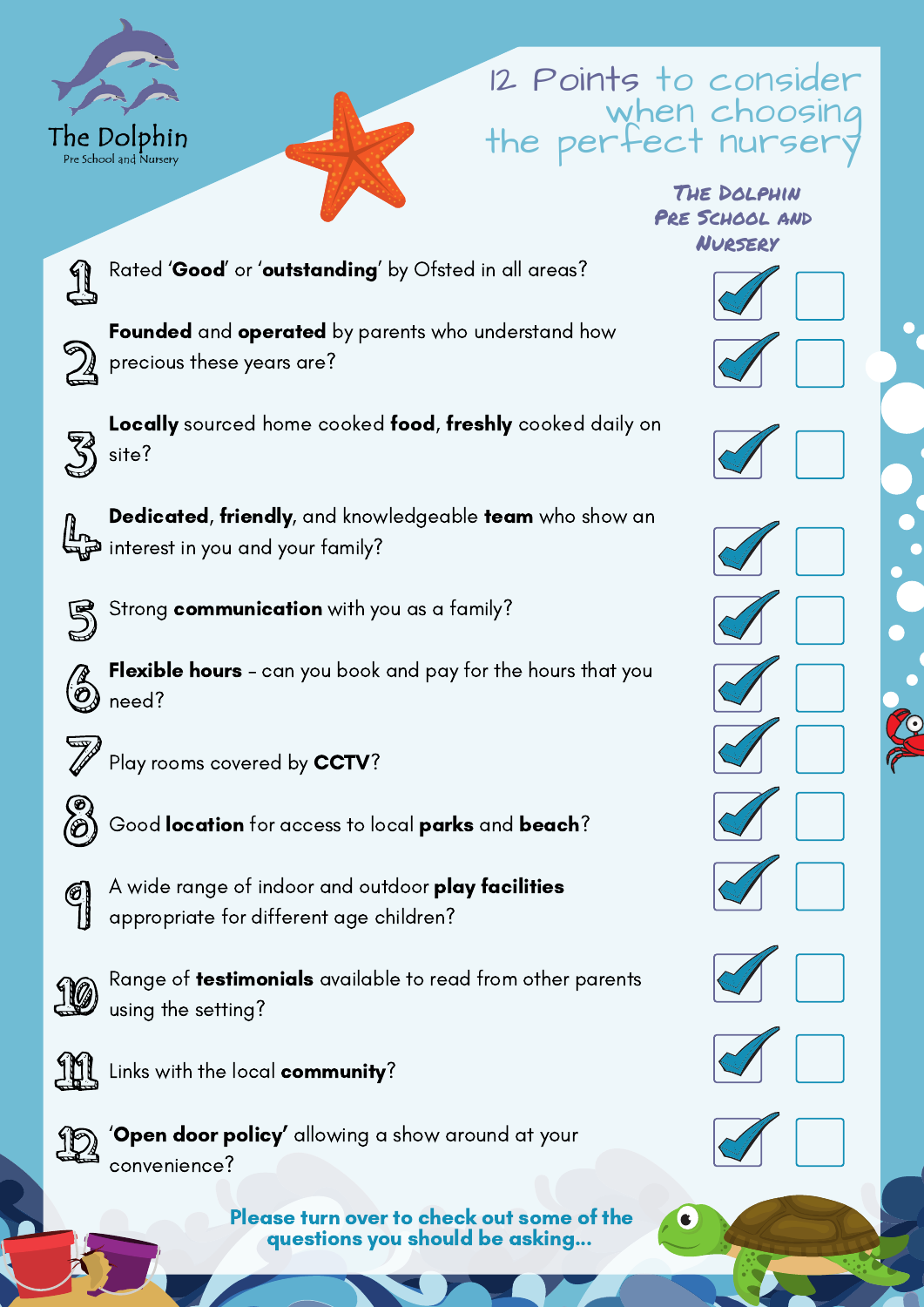The Dolphin
Pre School and Nursery

# 12 Points to consider when choosing the perfect nursery

| | The Dolphin Pre School and Nursery | |
|---|---|---|
| 1. Rated '**Good**' or '**outstanding**' by Ofsted in all areas? | ✓ | ☐ |
| 2. **Founded** and **operated** by parents who understand how precious these years are? | ✓ | ☐ |
| 3. **Locally** sourced home cooked **food**, **freshly** cooked daily on site? | ✓ | ☐ |
| 4. **Dedicated**, **friendly**, and knowledgeable **team** who show an interest in you and your family? | ✓ | ☐ |
| 5. Strong **communication** with you as a family? | ✓ | ☐ |
| 6. **Flexible hours** – can you book and pay for the hours that you need? | ✓ | ☐ |
| 7. Play rooms covered by **CCTV**? | ✓ | ☐ |
| 8. Good **location** for access to local **parks** and **beach**? | ✓ | ☐ |
| 9. A wide range of indoor and outdoor **play facilities** appropriate for different age children? | ✓ | ☐ |
| 10. Range of **testimonials** available to read from other parents using the setting? | ✓ | ☐ |
| 11. Links with the local **community**? | ✓ | ☐ |
| 12. '**Open door policy**' allowing a show around at your convenience? | ✓ | ☐ |

**Please turn over to check out some of the questions you should be asking...**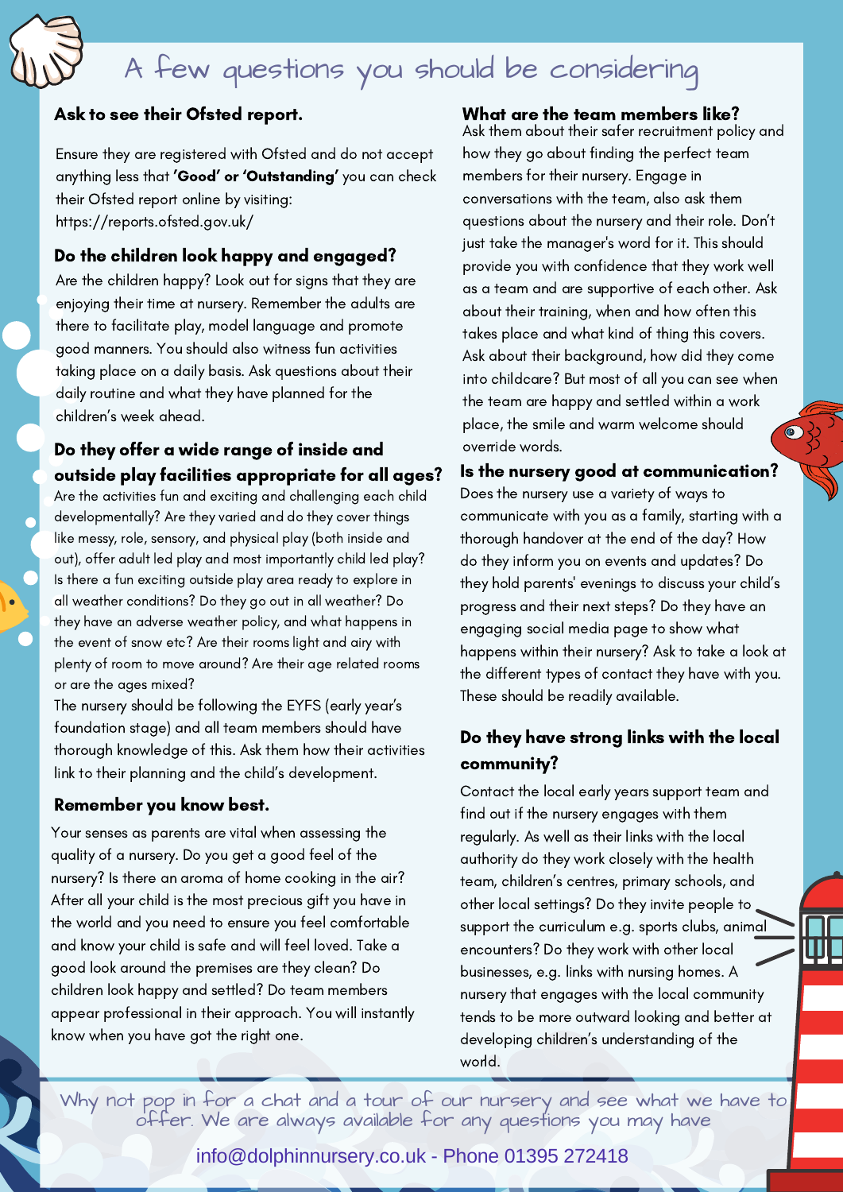# A few questions you should be considering

### Ask to see their Ofsted report.

Ensure they are registered with Ofsted and do not accept anything less that **'Good' or 'Outstanding'** you can check their Ofsted report online by visiting: https://reports.ofsted.gov.uk/

### Do the children look happy and engaged?

Are the children happy? Look out for signs that they are enjoying their time at nursery. Remember the adults are there to facilitate play, model language and promote good manners. You should also witness fun activities taking place on a daily basis. Ask questions about their daily routine and what they have planned for the children's week ahead.

### Do they offer a wide range of inside and outside play facilities appropriate for all ages?

Are the activities fun and exciting and challenging each child developmentally? Are they varied and do they cover things like messy, role, sensory, and physical play (both inside and out), offer adult led play and most importantly child led play? Is there a fun exciting outside play area ready to explore in all weather conditions? Do they go out in all weather? Do they have an adverse weather policy, and what happens in the event of snow etc? Are their rooms light and airy with plenty of room to move around? Are their age related rooms or are the ages mixed?

The nursery should be following the EYFS (early year's foundation stage) and all team members should have thorough knowledge of this. Ask them how their activities link to their planning and the child's development.

### Remember you know best.

Your senses as parents are vital when assessing the quality of a nursery. Do you get a good feel of the nursery? Is there an aroma of home cooking in the air? After all your child is the most precious gift you have in the world and you need to ensure you feel comfortable and know your child is safe and will feel loved. Take a good look around the premises are they clean? Do children look happy and settled? Do team members appear professional in their approach. You will instantly know when you have got the right one.

### What are the team members like?

Ask them about their safer recruitment policy and how they go about finding the perfect team members for their nursery. Engage in conversations with the team, also ask them questions about the nursery and their role. Don't just take the manager's word for it. This should provide you with confidence that they work well as a team and are supportive of each other. Ask about their training, when and how often this takes place and what kind of thing this covers. Ask about their background, how did they come into childcare? But most of all you can see when the team are happy and settled within a work place, the smile and warm welcome should override words.

### Is the nursery good at communication?

Does the nursery use a variety of ways to communicate with you as a family, starting with a thorough handover at the end of the day? How do they inform you on events and updates? Do they hold parents' evenings to discuss your child's progress and their next steps? Do they have an engaging social media page to show what happens within their nursery? Ask to take a look at the different types of contact they have with you. These should be readily available.

### Do they have strong links with the local community?

Contact the local early years support team and find out if the nursery engages with them regularly. As well as their links with the local authority do they work closely with the health team, children's centres, primary schools, and other local settings? Do they invite people to support the curriculum e.g. sports clubs, animal encounters? Do they work with other local businesses, e.g. links with nursing homes. A nursery that engages with the local community tends to be more outward looking and better at developing children's understanding of the world.

Why not pop in for a chat and a tour of our nursery and see what we have to offer. We are always available for any questions you may have

info@dolphinnursery.co.uk - Phone 01395 272418